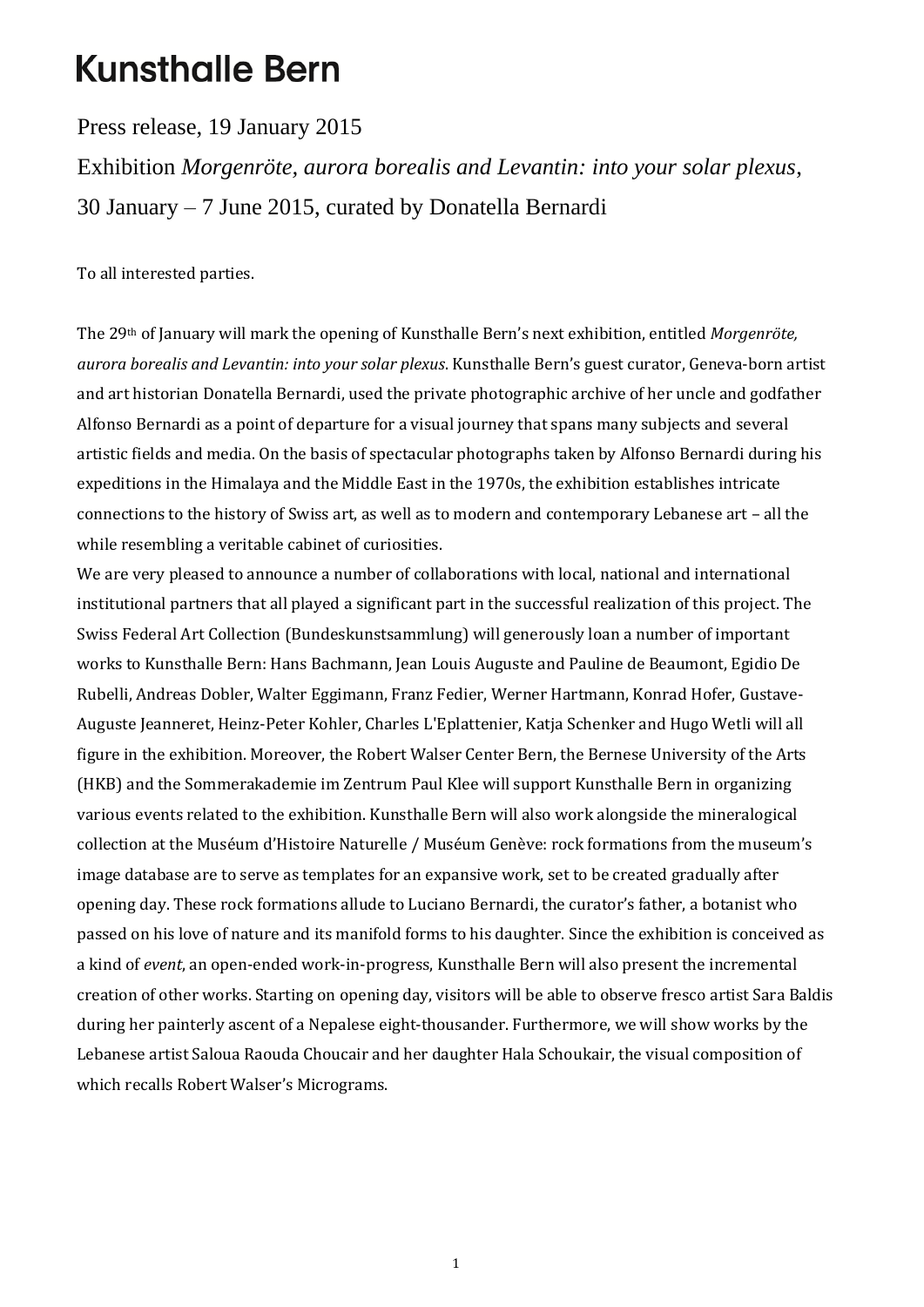# Kunsthalle Bern

Press release, 19 January 2015

Exhibition *Morgenröte, aurora borealis and Levantin: into your solar plexus*, 30 January – 7 June 2015, curated by Donatella Bernardi

To all interested parties.

The 29th of January will mark the opening of Kunsthalle Bern's next exhibition, entitled *Morgenröte, aurora borealis and Levantin: into your solar plexus*. Kunsthalle Bern's guest curator, Geneva-born artist and art historian Donatella Bernardi, used the private photographic archive of her uncle and godfather Alfonso Bernardi as a point of departure for a visual journey that spans many subjects and several artistic fields and media. On the basis of spectacular photographs taken by Alfonso Bernardi during his expeditions in the Himalaya and the Middle East in the 1970s, the exhibition establishes intricate connections to the history of Swiss art, as well as to modern and contemporary Lebanese art – all the while resembling a veritable cabinet of curiosities.

We are very pleased to announce a number of collaborations with local, national and international institutional partners that all played a significant part in the successful realization of this project. The Swiss Federal Art Collection (Bundeskunstsammlung) will generously loan a number of important works to Kunsthalle Bern: Hans Bachmann, Jean Louis Auguste and Pauline de Beaumont, Egidio De Rubelli, Andreas Dobler, Walter Eggimann, Franz Fedier, Werner Hartmann, Konrad Hofer, Gustave-Auguste Jeanneret, Heinz-Peter Kohler, Charles L'Eplattenier, Katja Schenker and Hugo Wetli will all figure in the exhibition. Moreover, the Robert Walser Center Bern, the Bernese University of the Arts (HKB) and the Sommerakademie im Zentrum Paul Klee will support Kunsthalle Bern in organizing various events related to the exhibition. Kunsthalle Bern will also work alongside the mineralogical collection at the Muséum d'Histoire Naturelle / Muséum Genève: rock formations from the museum's image database are to serve as templates for an expansive work, set to be created gradually after opening day. These rock formations allude to Luciano Bernardi, the curator's father, a botanist who passed on his love of nature and its manifold forms to his daughter. Since the exhibition is conceived as a kind of *event*, an open-ended work-in-progress, Kunsthalle Bern will also present the incremental creation of other works. Starting on opening day, visitors will be able to observe fresco artist Sara Baldis during her painterly ascent of a Nepalese eight-thousander. Furthermore, we will show works by the Lebanese artist Saloua Raouda Choucair and her daughter Hala Schoukair, the visual composition of which recalls Robert Walser's Micrograms.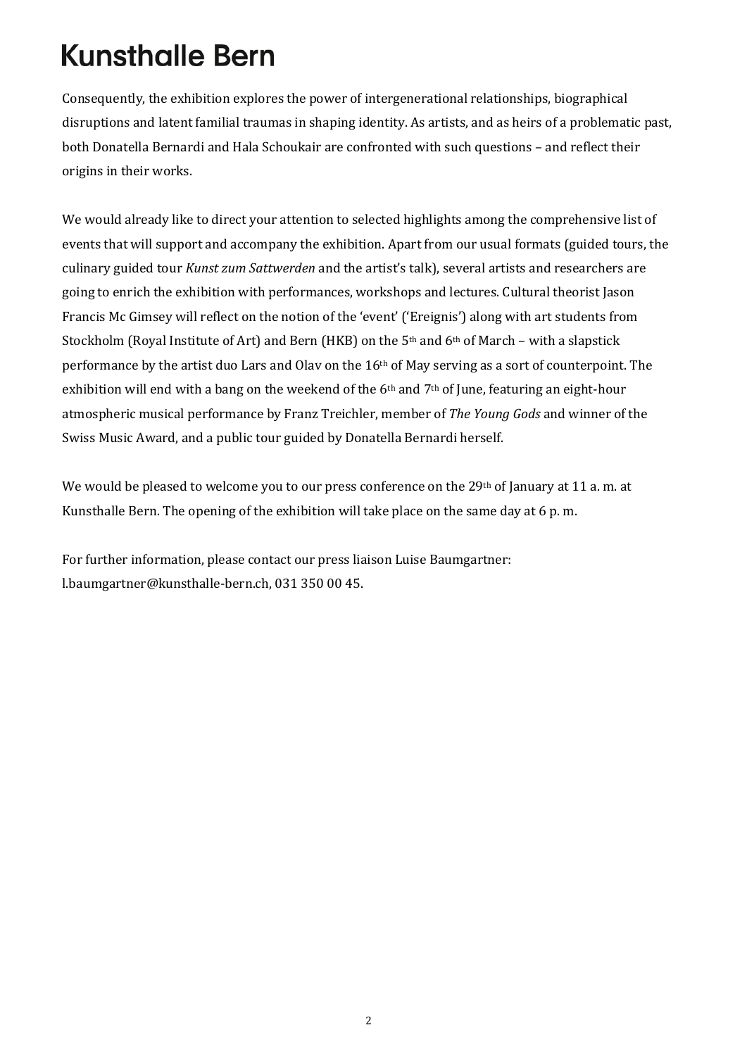Consequently, the exhibition explores the power of intergenerational relationships, biographical disruptions and latent familial traumas in shaping identity. As artists, and as heirs of a problematic past, both Donatella Bernardi and Hala Schoukair are confronted with such questions – and reflect their origins in their works.

We would already like to direct your attention to selected highlights among the comprehensive list of events that will support and accompany the exhibition. Apart from our usual formats (guided tours, the culinary guided tour *Kunst zum Sattwerden* and the artist's talk), several artists and researchers are going to enrich the exhibition with performances, workshops and lectures. Cultural theorist Jason Francis Mc Gimsey will reflect on the notion of the 'event' ('Ereignis') along with art students from Stockholm (Royal Institute of Art) and Bern (HKB) on the 5th and 6th of March – with a slapstick performance by the artist duo Lars and Olav on the 16th of May serving as a sort of counterpoint. The exhibition will end with a bang on the weekend of the 6th and 7th of June, featuring an eight-hour atmospheric musical performance by Franz Treichler, member of *The Young Gods* and winner of the Swiss Music Award, and a public tour guided by Donatella Bernardi herself.

We would be pleased to welcome you to our press conference on the 29th of January at 11 a. m. at Kunsthalle Bern. The opening of the exhibition will take place on the same day at 6 p. m.

For further information, please contact our press liaison Luise Baumgartner: l.baumgartner@kunsthalle-bern.ch, 031 350 00 45.